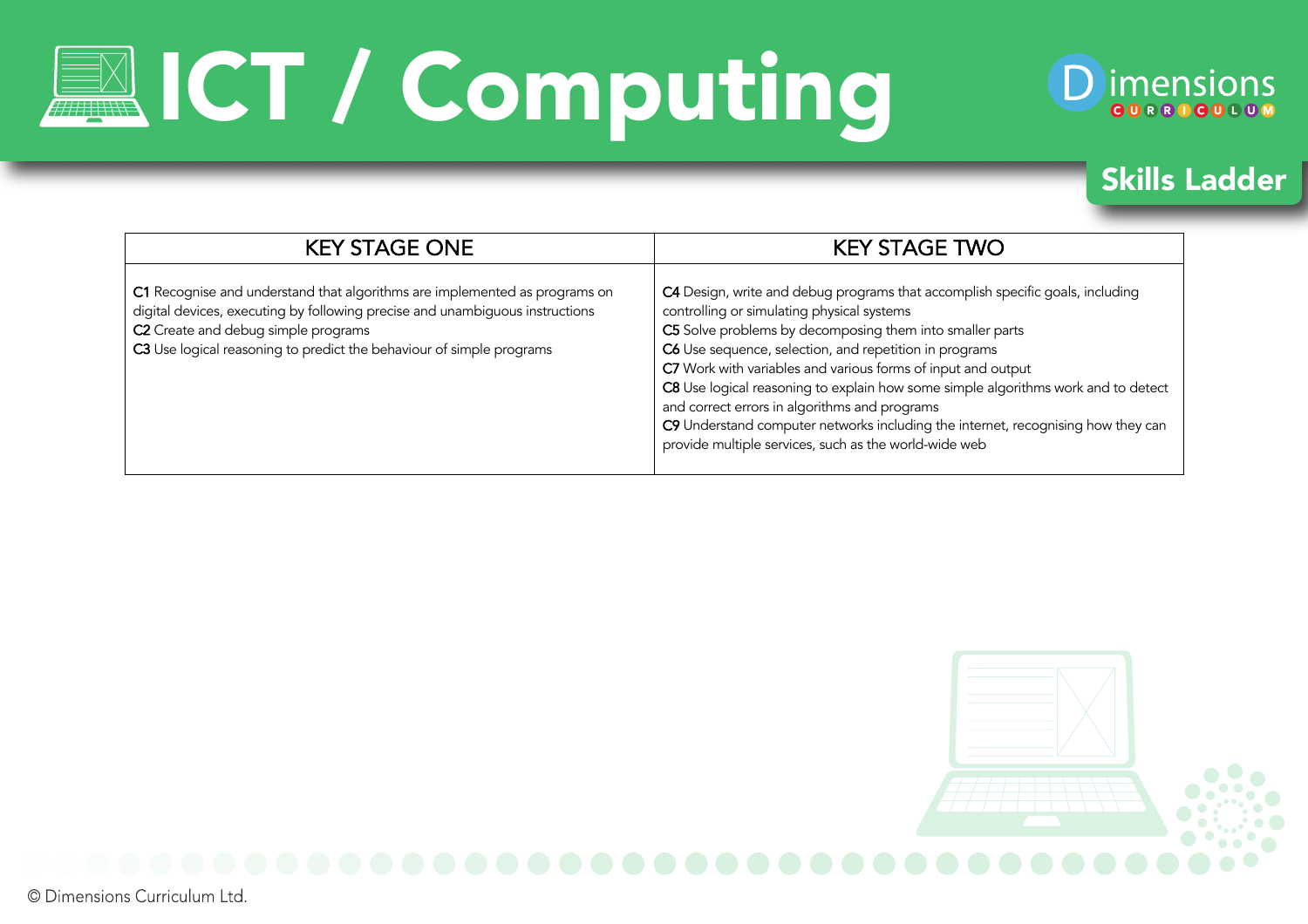# ICT / Computing

Dimensions CURRICULUM

## Skills Ladder

| KEY STAGE ONE | KEY STAGE TWO |
|---|---|
| **C1** Recognise and understand that algorithms are implemented as programs on digital devices, executing by following precise and unambiguous instructions<br>**C2** Create and debug simple programs<br>**C3** Use logical reasoning to predict the behaviour of simple programs | **C4** Design, write and debug programs that accomplish specific goals, including controlling or simulating physical systems<br>**C5** Solve problems by decomposing them into smaller parts<br>**C6** Use sequence, selection, and repetition in programs<br>**C7** Work with variables and various forms of input and output<br>**C8** Use logical reasoning to explain how some simple algorithms work and to detect and correct errors in algorithms and programs<br>**C9** Understand computer networks including the internet, recognising how they can provide multiple services, such as the world-wide web |

© Dimensions Curriculum Ltd.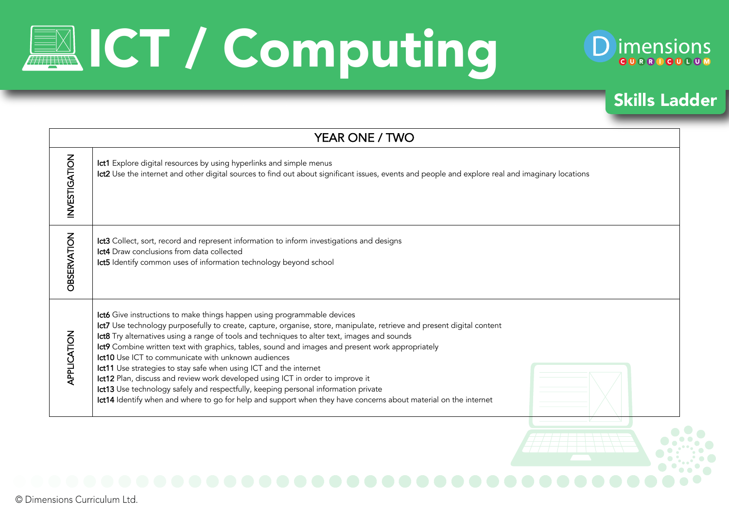# ICT / Computing

Dimensions CURRICULUM

Skills Ladder

| YEAR ONE / TWO | |
|---|---|
| INVESTIGATION | **Ict1** Explore digital resources by using hyperlinks and simple menus<br>**Ict2** Use the internet and other digital sources to find out about significant issues, events and people and explore real and imaginary locations |
| OBSERVATION | **Ict3** Collect, sort, record and represent information to inform investigations and designs<br>**Ict4** Draw conclusions from data collected<br>**Ict5** Identify common uses of information technology beyond school |
| APPLICATION | **Ict6** Give instructions to make things happen using programmable devices<br>**Ict7** Use technology purposefully to create, capture, organise, store, manipulate, retrieve and present digital content<br>**Ict8** Try alternatives using a range of tools and techniques to alter text, images and sounds<br>**Ict9** Combine written text with graphics, tables, sound and images and present work appropriately<br>**Ict10** Use ICT to communicate with unknown audiences<br>**Ict11** Use strategies to stay safe when using ICT and the internet<br>**Ict12** Plan, discuss and review work developed using ICT in order to improve it<br>**Ict13** Use technology safely and respectfully, keeping personal information private<br>**Ict14** Identify when and where to go for help and support when they have concerns about material on the internet |

© Dimensions Curriculum Ltd.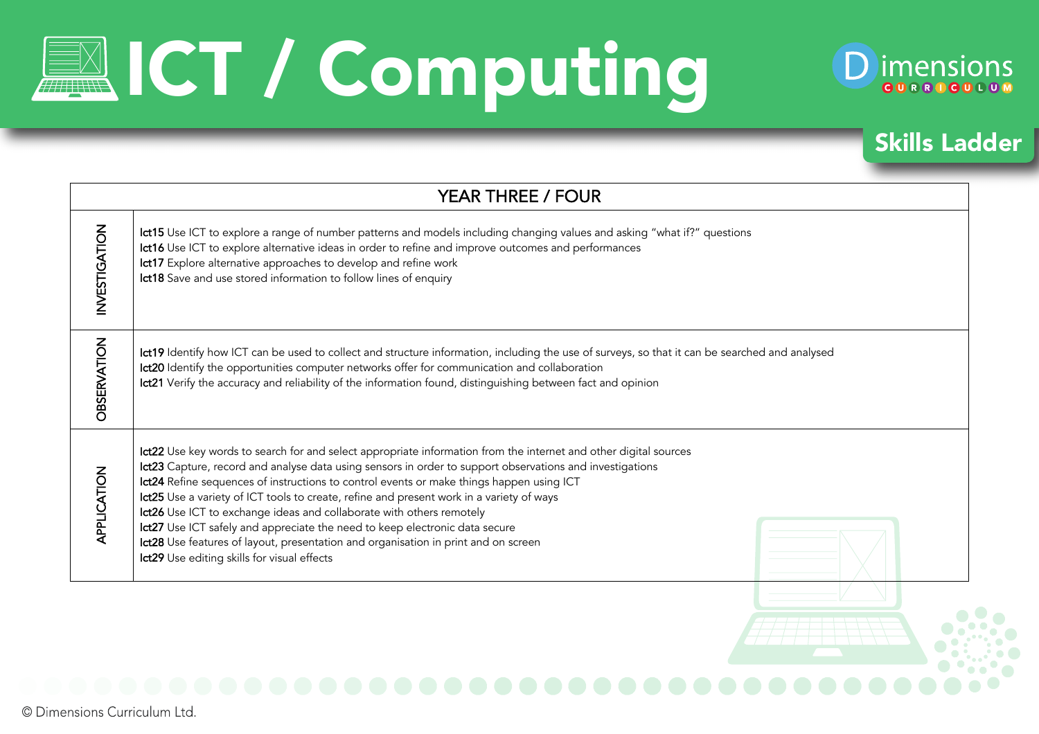# ICT / Computing

Skills Ladder

| YEAR THREE / FOUR | |
|---|---|
| INVESTIGATION | **Ict15** Use ICT to explore a range of number patterns and models including changing values and asking "what if?" questions<br>**Ict16** Use ICT to explore alternative ideas in order to refine and improve outcomes and performances<br>**Ict17** Explore alternative approaches to develop and refine work<br>**Ict18** Save and use stored information to follow lines of enquiry |
| OBSERVATION | **Ict19** Identify how ICT can be used to collect and structure information, including the use of surveys, so that it can be searched and analysed<br>**Ict20** Identify the opportunities computer networks offer for communication and collaboration<br>**Ict21** Verify the accuracy and reliability of the information found, distinguishing between fact and opinion |
| APPLICATION | **Ict22** Use key words to search for and select appropriate information from the internet and other digital sources<br>**Ict23** Capture, record and analyse data using sensors in order to support observations and investigations<br>**Ict24** Refine sequences of instructions to control events or make things happen using ICT<br>**Ict25** Use a variety of ICT tools to create, refine and present work in a variety of ways<br>**Ict26** Use ICT to exchange ideas and collaborate with others remotely<br>**Ict27** Use ICT safely and appreciate the need to keep electronic data secure<br>**Ict28** Use features of layout, presentation and organisation in print and on screen<br>**Ict29** Use editing skills for visual effects |

© Dimensions Curriculum Ltd.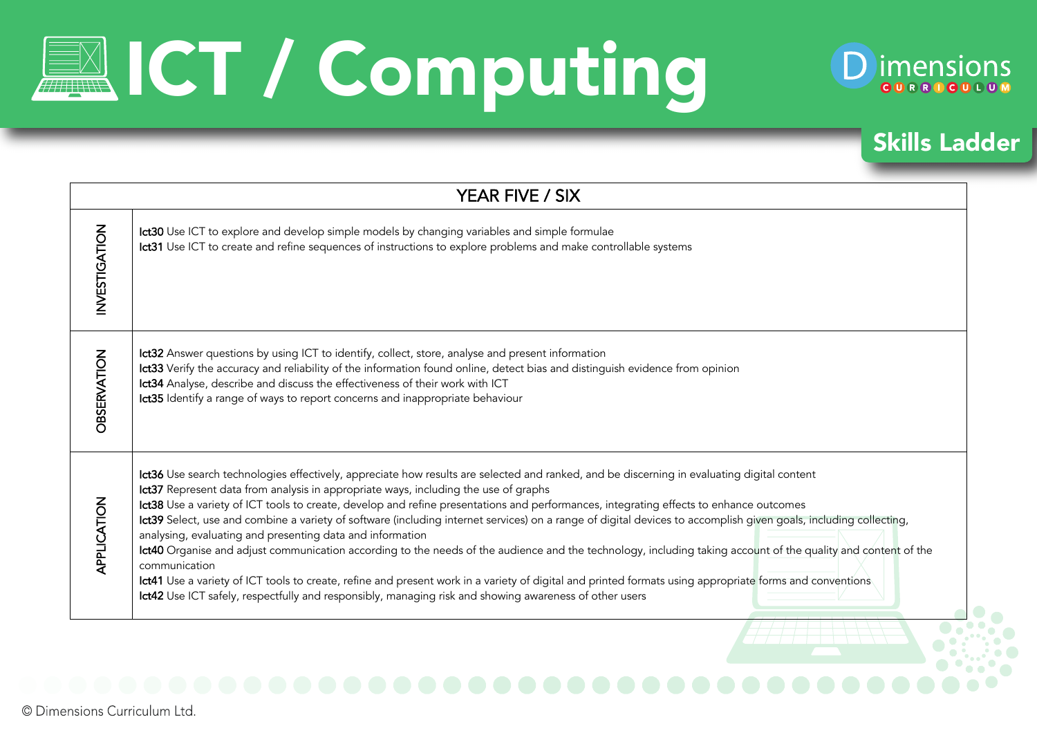# ICT / Computing

Dimensions CURRICULUM

Skills Ladder

| YEAR FIVE / SIX | |
|---|---|
| INVESTIGATION | **Ict30** Use ICT to explore and develop simple models by changing variables and simple formulae<br>**Ict31** Use ICT to create and refine sequences of instructions to explore problems and make controllable systems |
| OBSERVATION | **Ict32** Answer questions by using ICT to identify, collect, store, analyse and present information<br>**Ict33** Verify the accuracy and reliability of the information found online, detect bias and distinguish evidence from opinion<br>**Ict34** Analyse, describe and discuss the effectiveness of their work with ICT<br>**Ict35** Identify a range of ways to report concerns and inappropriate behaviour |
| APPLICATION | **Ict36** Use search technologies effectively, appreciate how results are selected and ranked, and be discerning in evaluating digital content<br>**Ict37** Represent data from analysis in appropriate ways, including the use of graphs<br>**Ict38** Use a variety of ICT tools to create, develop and refine presentations and performances, integrating effects to enhance outcomes<br>**Ict39** Select, use and combine a variety of software (including internet services) on a range of digital devices to accomplish given goals, including collecting, analysing, evaluating and presenting data and information<br>**Ict40** Organise and adjust communication according to the needs of the audience and the technology, including taking account of the quality and content of the communication<br>**Ict41** Use a variety of ICT tools to create, refine and present work in a variety of digital and printed formats using appropriate forms and conventions<br>**Ict42** Use ICT safely, respectfully and responsibly, managing risk and showing awareness of other users |

© Dimensions Curriculum Ltd.